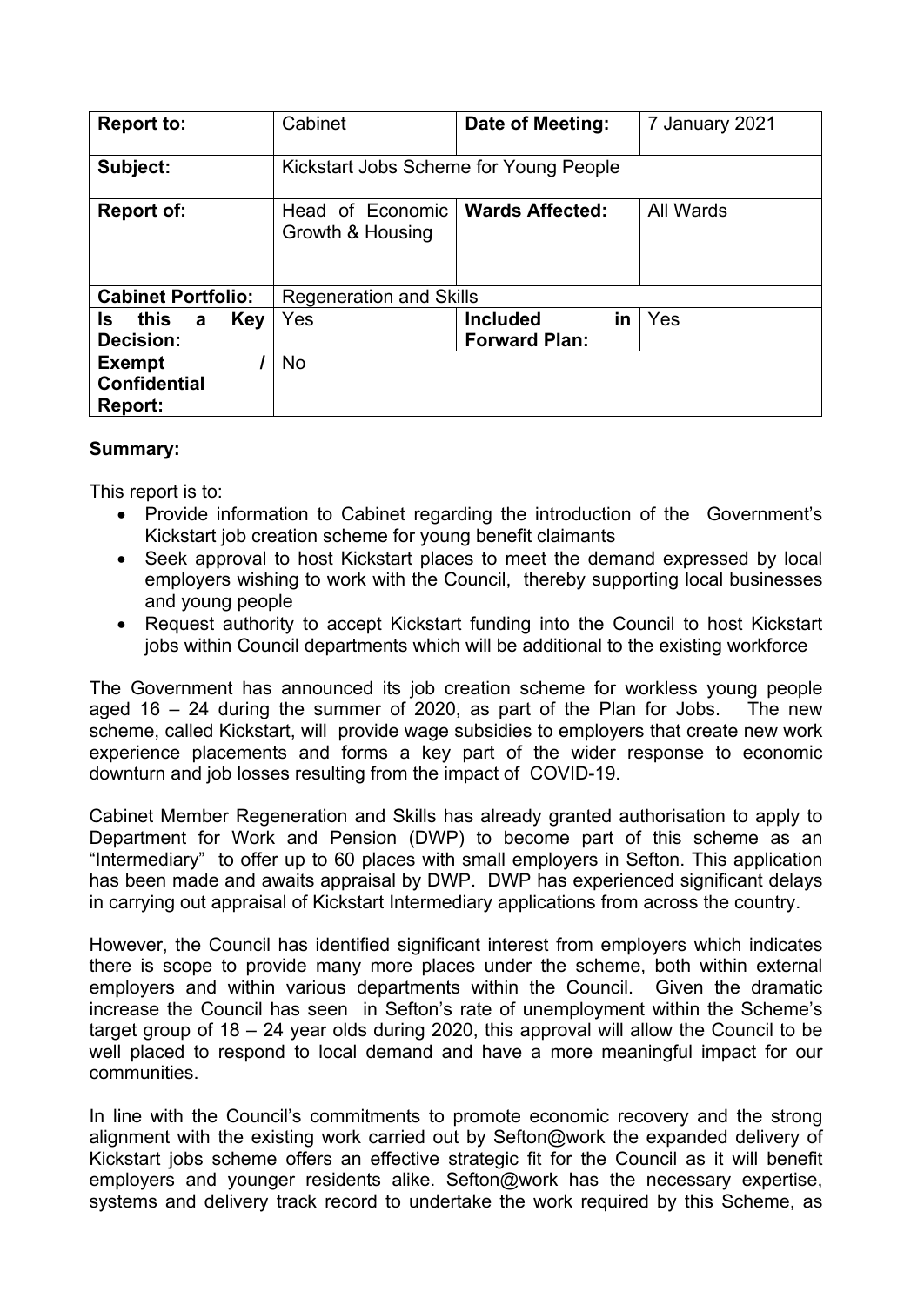| **Report to:** | Cabinet | **Date of Meeting:** | 7 January 2021 |
|---|---|---|---|
| **Subject:** | Kickstart Jobs Scheme for Young People | | |
| **Report of:** | Head of Economic Growth & Housing | **Wards Affected:** | All Wards |
| **Cabinet Portfolio:** | Regeneration and Skills | | |
| **Is this a Key Decision:** | Yes | **Included in Forward Plan:** | Yes |
| **Exempt / Confidential Report:** | No | | |

**Summary:**

This report is to:

- Provide information to Cabinet regarding the introduction of the Government's Kickstart job creation scheme for young benefit claimants
- Seek approval to host Kickstart places to meet the demand expressed by local employers wishing to work with the Council, thereby supporting local businesses and young people
- Request authority to accept Kickstart funding into the Council to host Kickstart jobs within Council departments which will be additional to the existing workforce

The Government has announced its job creation scheme for workless young people aged 16 – 24 during the summer of 2020, as part of the Plan for Jobs. The new scheme, called Kickstart, will provide wage subsidies to employers that create new work experience placements and forms a key part of the wider response to economic downturn and job losses resulting from the impact of COVID-19.

Cabinet Member Regeneration and Skills has already granted authorisation to apply to Department for Work and Pension (DWP) to become part of this scheme as an "Intermediary" to offer up to 60 places with small employers in Sefton. This application has been made and awaits appraisal by DWP. DWP has experienced significant delays in carrying out appraisal of Kickstart Intermediary applications from across the country.

However, the Council has identified significant interest from employers which indicates there is scope to provide many more places under the scheme, both within external employers and within various departments within the Council. Given the dramatic increase the Council has seen in Sefton's rate of unemployment within the Scheme's target group of 18 – 24 year olds during 2020, this approval will allow the Council to be well placed to respond to local demand and have a more meaningful impact for our communities.

In line with the Council's commitments to promote economic recovery and the strong alignment with the existing work carried out by Sefton@work the expanded delivery of Kickstart jobs scheme offers an effective strategic fit for the Council as it will benefit employers and younger residents alike. Sefton@work has the necessary expertise, systems and delivery track record to undertake the work required by this Scheme, as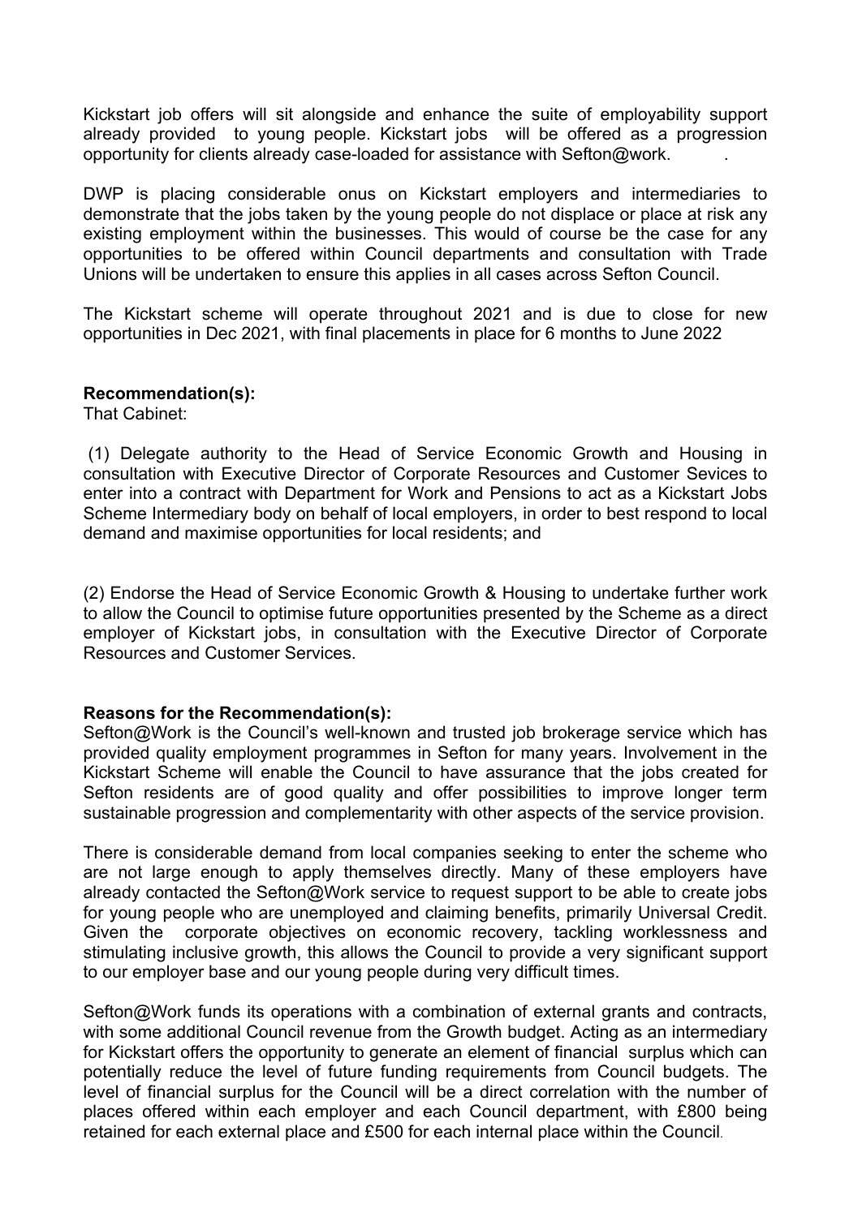Kickstart job offers will sit alongside and enhance the suite of employability support already provided to young people. Kickstart jobs will be offered as a progression opportunity for clients already case-loaded for assistance with Sefton@work. .

DWP is placing considerable onus on Kickstart employers and intermediaries to demonstrate that the jobs taken by the young people do not displace or place at risk any existing employment within the businesses. This would of course be the case for any opportunities to be offered within Council departments and consultation with Trade Unions will be undertaken to ensure this applies in all cases across Sefton Council.

The Kickstart scheme will operate throughout 2021 and is due to close for new opportunities in Dec 2021, with final placements in place for 6 months to June 2022

**Recommendation(s):**

That Cabinet:

(1) Delegate authority to the Head of Service Economic Growth and Housing in consultation with Executive Director of Corporate Resources and Customer Sevices to enter into a contract with Department for Work and Pensions to act as a Kickstart Jobs Scheme Intermediary body on behalf of local employers, in order to best respond to local demand and maximise opportunities for local residents; and

(2) Endorse the Head of Service Economic Growth & Housing to undertake further work to allow the Council to optimise future opportunities presented by the Scheme as a direct employer of Kickstart jobs, in consultation with the Executive Director of Corporate Resources and Customer Services.

**Reasons for the Recommendation(s):**

Sefton@Work is the Council's well-known and trusted job brokerage service which has provided quality employment programmes in Sefton for many years. Involvement in the Kickstart Scheme will enable the Council to have assurance that the jobs created for Sefton residents are of good quality and offer possibilities to improve longer term sustainable progression and complementarity with other aspects of the service provision.

There is considerable demand from local companies seeking to enter the scheme who are not large enough to apply themselves directly. Many of these employers have already contacted the Sefton@Work service to request support to be able to create jobs for young people who are unemployed and claiming benefits, primarily Universal Credit. Given the corporate objectives on economic recovery, tackling worklessness and stimulating inclusive growth, this allows the Council to provide a very significant support to our employer base and our young people during very difficult times.

Sefton@Work funds its operations with a combination of external grants and contracts, with some additional Council revenue from the Growth budget. Acting as an intermediary for Kickstart offers the opportunity to generate an element of financial surplus which can potentially reduce the level of future funding requirements from Council budgets. The level of financial surplus for the Council will be a direct correlation with the number of places offered within each employer and each Council department, with £800 being retained for each external place and £500 for each internal place within the Council.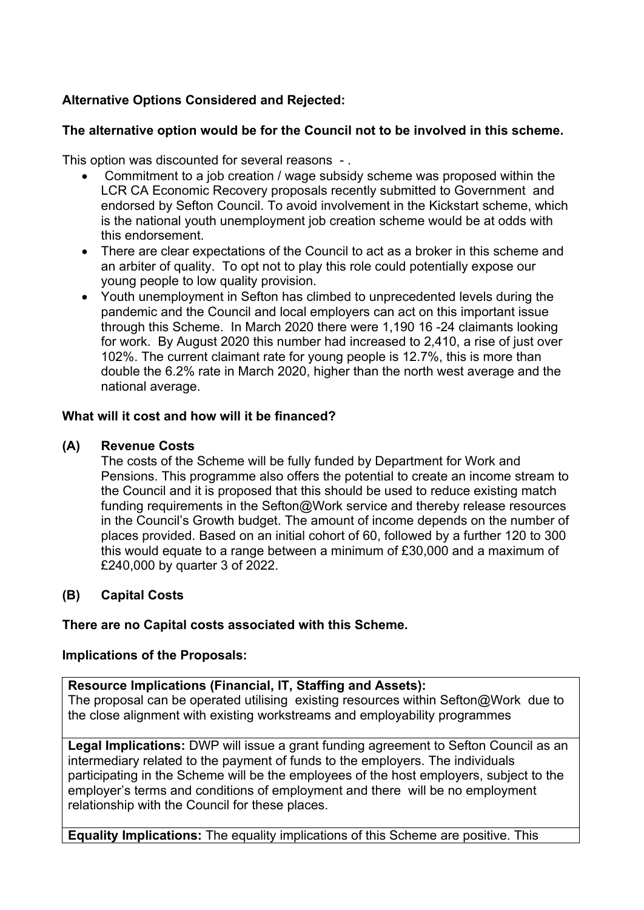**Alternative Options Considered and Rejected:**

**The alternative option would be for the Council not to be involved in this scheme.**

This option was discounted for several reasons - .

- Commitment to a job creation / wage subsidy scheme was proposed within the LCR CA Economic Recovery proposals recently submitted to Government and endorsed by Sefton Council. To avoid involvement in the Kickstart scheme, which is the national youth unemployment job creation scheme would be at odds with this endorsement.
- There are clear expectations of the Council to act as a broker in this scheme and an arbiter of quality. To opt not to play this role could potentially expose our young people to low quality provision.
- Youth unemployment in Sefton has climbed to unprecedented levels during the pandemic and the Council and local employers can act on this important issue through this Scheme. In March 2020 there were 1,190 16 -24 claimants looking for work. By August 2020 this number had increased to 2,410, a rise of just over 102%. The current claimant rate for young people is 12.7%, this is more than double the 6.2% rate in March 2020, higher than the north west average and the national average.

**What will it cost and how will it be financed?**

**(A) Revenue Costs**

The costs of the Scheme will be fully funded by Department for Work and Pensions. This programme also offers the potential to create an income stream to the Council and it is proposed that this should be used to reduce existing match funding requirements in the Sefton@Work service and thereby release resources in the Council's Growth budget. The amount of income depends on the number of places provided. Based on an initial cohort of 60, followed by a further 120 to 300 this would equate to a range between a minimum of £30,000 and a maximum of £240,000 by quarter 3 of 2022.

**(B) Capital Costs**

**There are no Capital costs associated with this Scheme.**

**Implications of the Proposals:**

| **Resource Implications (Financial, IT, Staffing and Assets):** The proposal can be operated utilising existing resources within Sefton@Work due to the close alignment with existing workstreams and employability programmes |
|---|
| **Legal Implications:** DWP will issue a grant funding agreement to Sefton Council as an intermediary related to the payment of funds to the employers. The individuals participating in the Scheme will be the employees of the host employers, subject to the employer's terms and conditions of employment and there will be no employment relationship with the Council for these places. |
| **Equality Implications:** The equality implications of this Scheme are positive. This |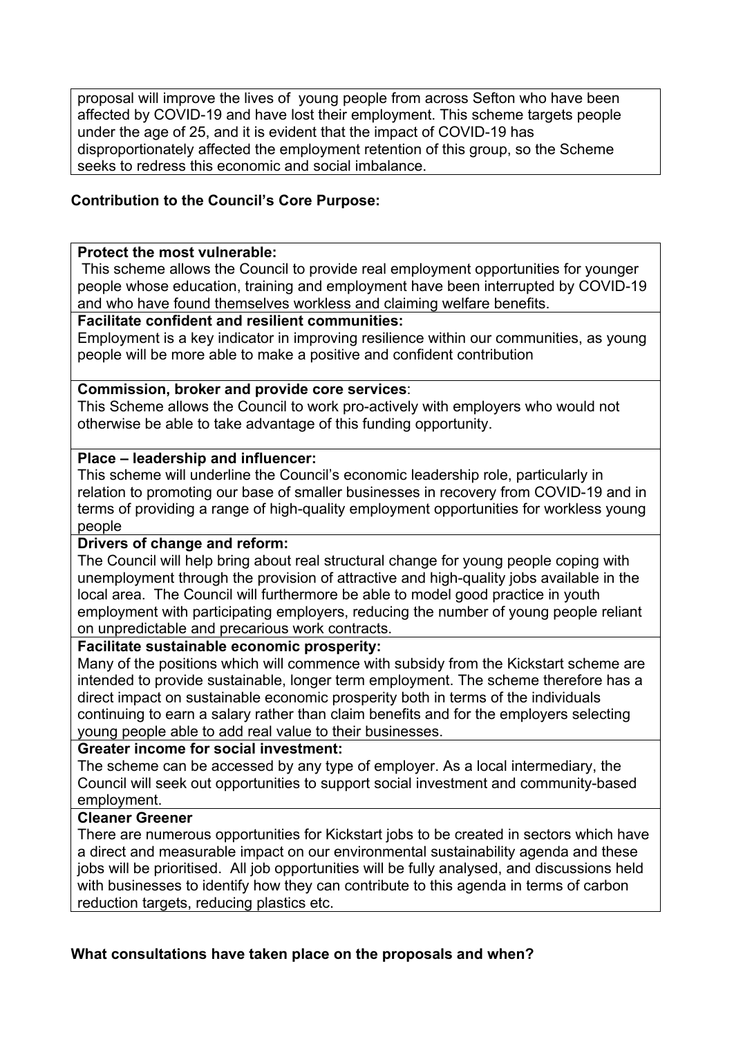proposal will improve the lives of young people from across Sefton who have been affected by COVID-19 and have lost their employment. This scheme targets people under the age of 25, and it is evident that the impact of COVID-19 has disproportionately affected the employment retention of this group, so the Scheme seeks to redress this economic and social imbalance.

**Contribution to the Council's Core Purpose:**

**Protect the most vulnerable:**
This scheme allows the Council to provide real employment opportunities for younger people whose education, training and employment have been interrupted by COVID-19 and who have found themselves workless and claiming welfare benefits.

**Facilitate confident and resilient communities:**
Employment is a key indicator in improving resilience within our communities, as young people will be more able to make a positive and confident contribution

**Commission, broker and provide core services**:
This Scheme allows the Council to work pro-actively with employers who would not otherwise be able to take advantage of this funding opportunity.

**Place – leadership and influencer:**
This scheme will underline the Council's economic leadership role, particularly in relation to promoting our base of smaller businesses in recovery from COVID-19 and in terms of providing a range of high-quality employment opportunities for workless young people

**Drivers of change and reform:**
The Council will help bring about real structural change for young people coping with unemployment through the provision of attractive and high-quality jobs available in the local area. The Council will furthermore be able to model good practice in youth employment with participating employers, reducing the number of young people reliant on unpredictable and precarious work contracts.

**Facilitate sustainable economic prosperity:**
Many of the positions which will commence with subsidy from the Kickstart scheme are intended to provide sustainable, longer term employment. The scheme therefore has a direct impact on sustainable economic prosperity both in terms of the individuals continuing to earn a salary rather than claim benefits and for the employers selecting young people able to add real value to their businesses.

**Greater income for social investment:**
The scheme can be accessed by any type of employer. As a local intermediary, the Council will seek out opportunities to support social investment and community-based employment.

**Cleaner Greener**
There are numerous opportunities for Kickstart jobs to be created in sectors which have a direct and measurable impact on our environmental sustainability agenda and these jobs will be prioritised. All job opportunities will be fully analysed, and discussions held with businesses to identify how they can contribute to this agenda in terms of carbon reduction targets, reducing plastics etc.

**What consultations have taken place on the proposals and when?**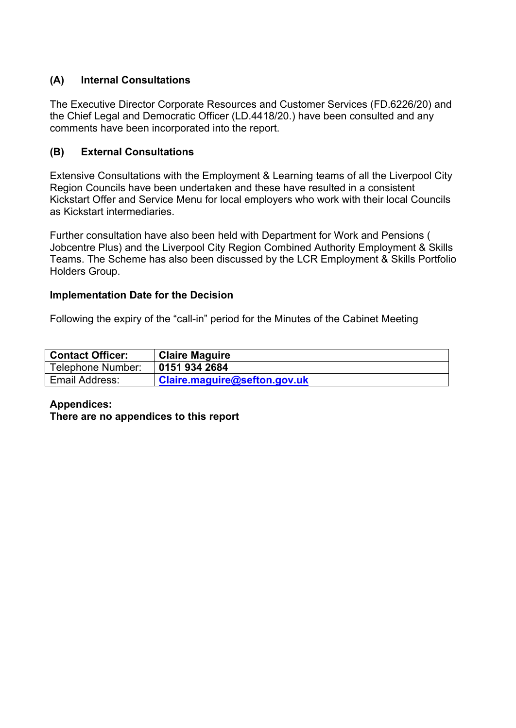### (A) Internal Consultations

The Executive Director Corporate Resources and Customer Services (FD.6226/20) and the Chief Legal and Democratic Officer (LD.4418/20.) have been consulted and any comments have been incorporated into the report.

### (B) External Consultations

Extensive Consultations with the Employment & Learning teams of all the Liverpool City Region Councils have been undertaken and these have resulted in a consistent Kickstart Offer and Service Menu for local employers who work with their local Councils as Kickstart intermediaries.

Further consultation have also been held with Department for Work and Pensions ( Jobcentre Plus) and the Liverpool City Region Combined Authority Employment & Skills Teams. The Scheme has also been discussed by the LCR Employment & Skills Portfolio Holders Group.

**Implementation Date for the Decision**

Following the expiry of the “call-in” period for the Minutes of the Cabinet Meeting

| **Contact Officer:** | **Claire Maguire** |
|---|---|
| Telephone Number: | **0151 934 2684** |
| Email Address: | **Claire.maguire@sefton.gov.uk** |

**Appendices:**
**There are no appendices to this report**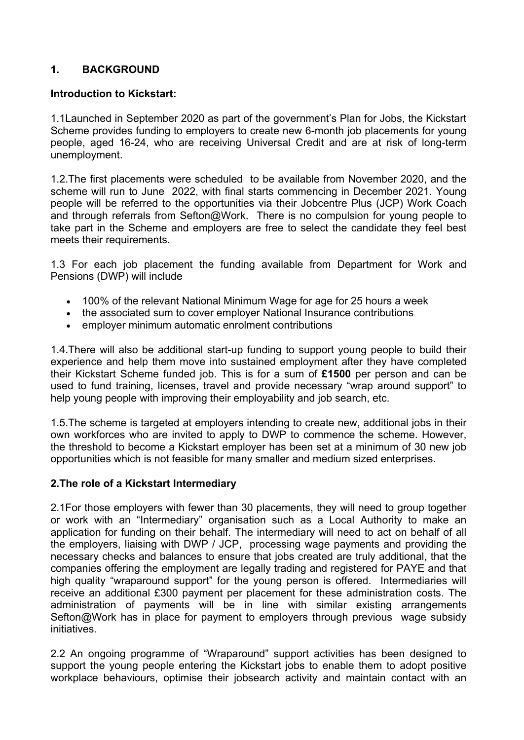## 1. BACKGROUND

### Introduction to Kickstart:

1.1Launched in September 2020 as part of the government's Plan for Jobs, the Kickstart Scheme provides funding to employers to create new 6-month job placements for young people, aged 16-24, who are receiving Universal Credit and are at risk of long-term unemployment.

1.2.The first placements were scheduled to be available from November 2020, and the scheme will run to June 2022, with final starts commencing in December 2021. Young people will be referred to the opportunities via their Jobcentre Plus (JCP) Work Coach and through referrals from Sefton@Work. There is no compulsion for young people to take part in the Scheme and employers are free to select the candidate they feel best meets their requirements.

1.3 For each job placement the funding available from Department for Work and Pensions (DWP) will include

- 100% of the relevant National Minimum Wage for age for 25 hours a week
- the associated sum to cover employer National Insurance contributions
- employer minimum automatic enrolment contributions

1.4.There will also be additional start-up funding to support young people to build their experience and help them move into sustained employment after they have completed their Kickstart Scheme funded job. This is for a sum of **£1500** per person and can be used to fund training, licenses, travel and provide necessary "wrap around support" to help young people with improving their employability and job search, etc.

1.5.The scheme is targeted at employers intending to create new, additional jobs in their own workforces who are invited to apply to DWP to commence the scheme. However, the threshold to become a Kickstart employer has been set at a minimum of 30 new job opportunities which is not feasible for many smaller and medium sized enterprises.

### 2.The role of a Kickstart Intermediary

2.1For those employers with fewer than 30 placements, they will need to group together or work with an "Intermediary" organisation such as a Local Authority to make an application for funding on their behalf. The intermediary will need to act on behalf of all the employers, liaising with DWP / JCP, processing wage payments and providing the necessary checks and balances to ensure that jobs created are truly additional, that the companies offering the employment are legally trading and registered for PAYE and that high quality "wraparound support" for the young person is offered. Intermediaries will receive an additional £300 payment per placement for these administration costs. The administration of payments will be in line with similar existing arrangements Sefton@Work has in place for payment to employers through previous wage subsidy initiatives.

2.2 An ongoing programme of "Wraparound" support activities has been designed to support the young people entering the Kickstart jobs to enable them to adopt positive workplace behaviours, optimise their jobsearch activity and maintain contact with an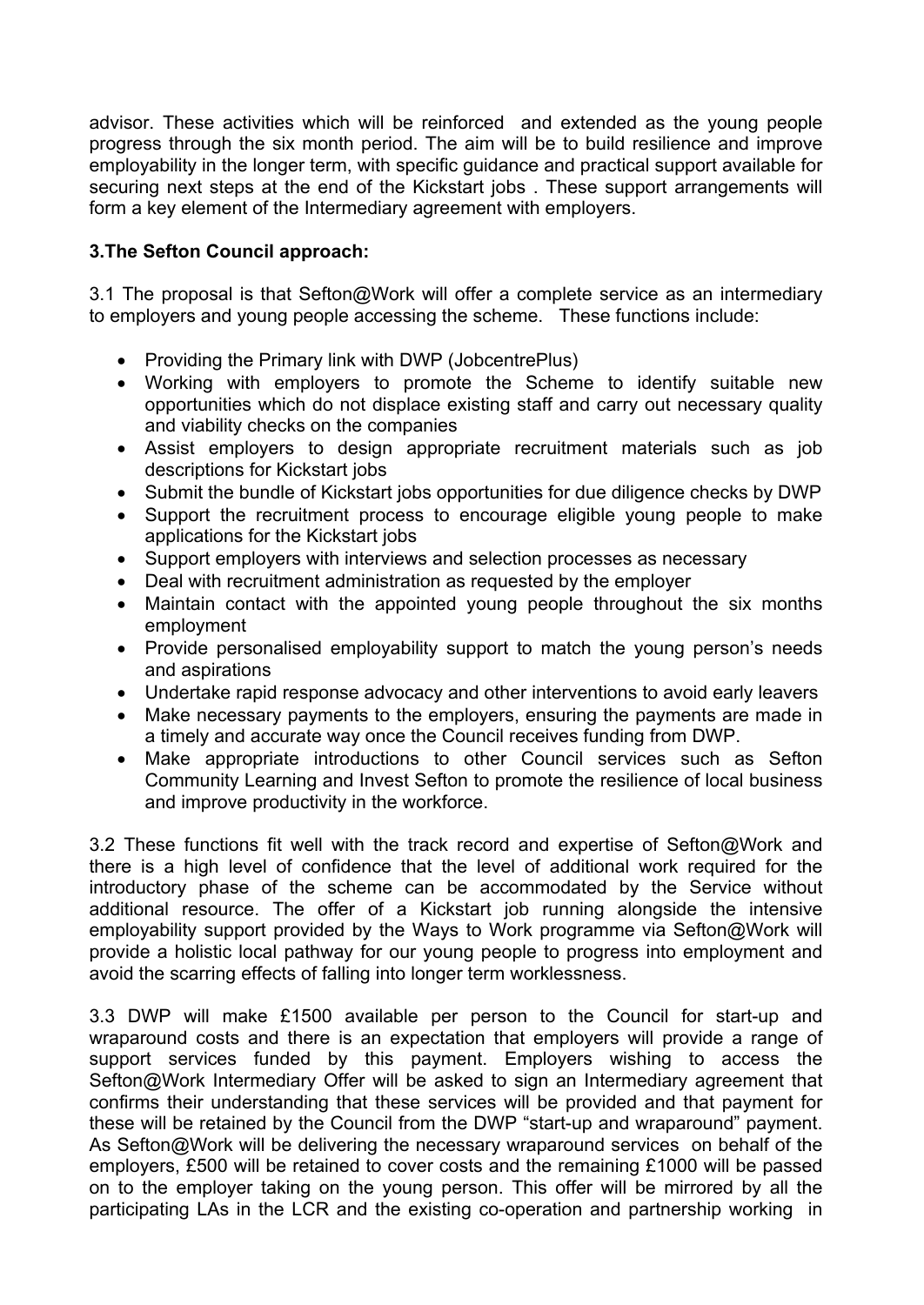advisor. These activities which will be reinforced and extended as the young people progress through the six month period. The aim will be to build resilience and improve employability in the longer term, with specific guidance and practical support available for securing next steps at the end of the Kickstart jobs . These support arrangements will form a key element of the Intermediary agreement with employers.

### 3.The Sefton Council approach:

3.1 The proposal is that Sefton@Work will offer a complete service as an intermediary to employers and young people accessing the scheme. These functions include:

- Providing the Primary link with DWP (JobcentrePlus)
- Working with employers to promote the Scheme to identify suitable new opportunities which do not displace existing staff and carry out necessary quality and viability checks on the companies
- Assist employers to design appropriate recruitment materials such as job descriptions for Kickstart jobs
- Submit the bundle of Kickstart jobs opportunities for due diligence checks by DWP
- Support the recruitment process to encourage eligible young people to make applications for the Kickstart jobs
- Support employers with interviews and selection processes as necessary
- Deal with recruitment administration as requested by the employer
- Maintain contact with the appointed young people throughout the six months employment
- Provide personalised employability support to match the young person's needs and aspirations
- Undertake rapid response advocacy and other interventions to avoid early leavers
- Make necessary payments to the employers, ensuring the payments are made in a timely and accurate way once the Council receives funding from DWP.
- Make appropriate introductions to other Council services such as Sefton Community Learning and Invest Sefton to promote the resilience of local business and improve productivity in the workforce.

3.2 These functions fit well with the track record and expertise of Sefton@Work and there is a high level of confidence that the level of additional work required for the introductory phase of the scheme can be accommodated by the Service without additional resource. The offer of a Kickstart job running alongside the intensive employability support provided by the Ways to Work programme via Sefton@Work will provide a holistic local pathway for our young people to progress into employment and avoid the scarring effects of falling into longer term worklessness.

3.3 DWP will make £1500 available per person to the Council for start-up and wraparound costs and there is an expectation that employers will provide a range of support services funded by this payment. Employers wishing to access the Sefton@Work Intermediary Offer will be asked to sign an Intermediary agreement that confirms their understanding that these services will be provided and that payment for these will be retained by the Council from the DWP "start-up and wraparound" payment. As Sefton@Work will be delivering the necessary wraparound services on behalf of the employers, £500 will be retained to cover costs and the remaining £1000 will be passed on to the employer taking on the young person. This offer will be mirrored by all the participating LAs in the LCR and the existing co-operation and partnership working in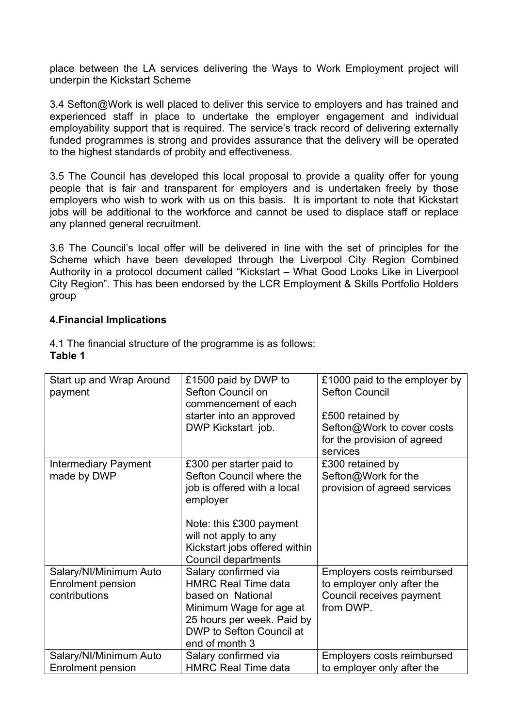place between the LA services delivering the Ways to Work Employment project will underpin the Kickstart Scheme

3.4 Sefton@Work is well placed to deliver this service to employers and has trained and experienced staff in place to undertake the employer engagement and individual employability support that is required. The service's track record of delivering externally funded programmes is strong and provides assurance that the delivery will be operated to the highest standards of probity and effectiveness.

3.5 The Council has developed this local proposal to provide a quality offer for young people that is fair and transparent for employers and is undertaken freely by those employers who wish to work with us on this basis. It is important to note that Kickstart jobs will be additional to the workforce and cannot be used to displace staff or replace any planned general recruitment.

3.6 The Council's local offer will be delivered in line with the set of principles for the Scheme which have been developed through the Liverpool City Region Combined Authority in a protocol document called "Kickstart – What Good Looks Like in Liverpool City Region". This has been endorsed by the LCR Employment & Skills Portfolio Holders group

## 4.Financial Implications

4.1 The financial structure of the programme is as follows:

**Table 1**

| | | |
|---|---|---|
| Start up and Wrap Around payment | £1500 paid by DWP to Sefton Council on commencement of each starter into an approved DWP Kickstart job. | £1000 paid to the employer by Sefton Council<br><br>£500 retained by Sefton@Work to cover costs for the provision of agreed services |
| Intermediary Payment made by DWP | £300 per starter paid to Sefton Council where the job is offered with a local employer<br><br>Note: this £300 payment will not apply to any Kickstart jobs offered within Council departments | £300 retained by Sefton@Work for the provision of agreed services |
| Salary/NI/Minimum Auto Enrolment pension contributions | Salary confirmed via HMRC Real Time data based on National Minimum Wage for age at 25 hours per week. Paid by DWP to Sefton Council at end of month 3 | Employers costs reimbursed to employer only after the Council receives payment from DWP. |
| Salary/NI/Minimum Auto Enrolment pension | Salary confirmed via HMRC Real Time data | Employers costs reimbursed to employer only after the |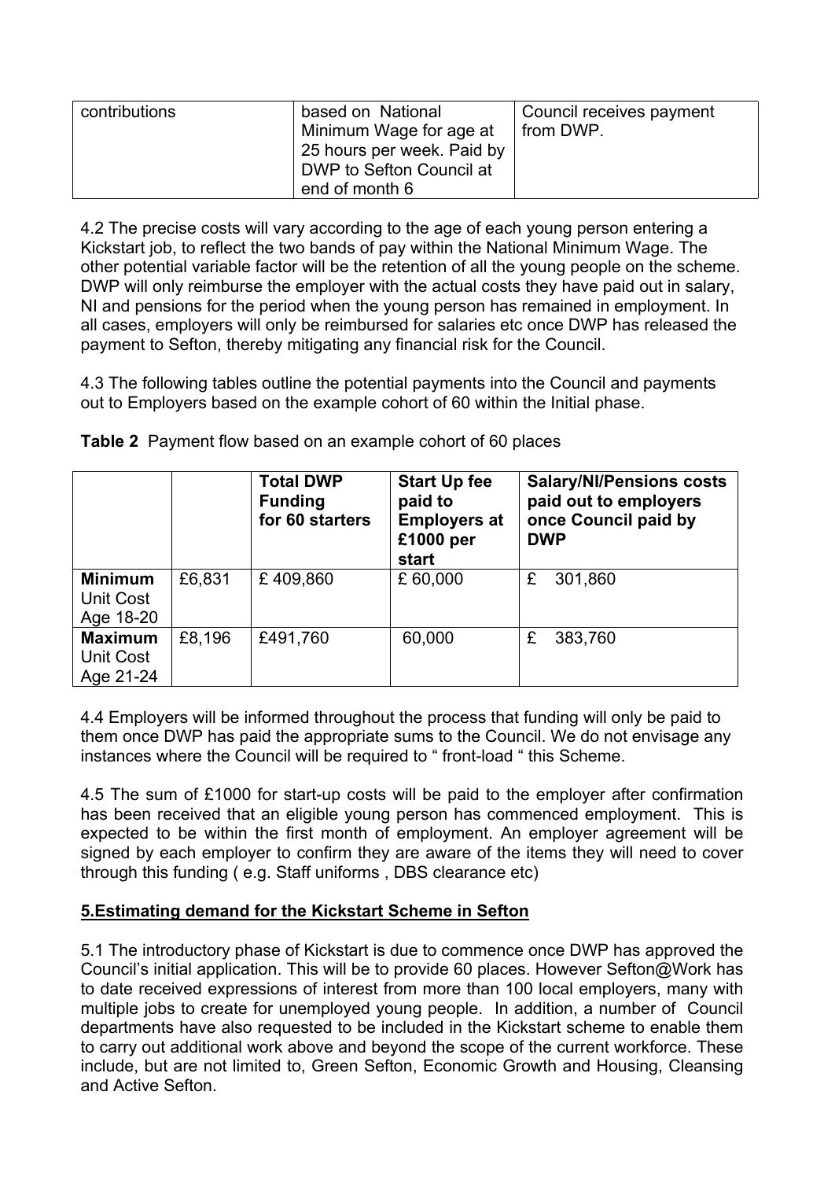| contributions | based on National Minimum Wage for age at 25 hours per week. Paid by DWP to Sefton Council at end of month 6 | Council receives payment from DWP. |
|---|---|---|

4.2 The precise costs will vary according to the age of each young person entering a Kickstart job, to reflect the two bands of pay within the National Minimum Wage. The other potential variable factor will be the retention of all the young people on the scheme. DWP will only reimburse the employer with the actual costs they have paid out in salary, NI and pensions for the period when the young person has remained in employment. In all cases, employers will only be reimbursed for salaries etc once DWP has released the payment to Sefton, thereby mitigating any financial risk for the Council.

4.3 The following tables outline the potential payments into the Council and payments out to Employers based on the example cohort of 60 within the Initial phase.

**Table 2** Payment flow based on an example cohort of 60 places

| | | **Total DWP Funding for 60 starters** | **Start Up fee paid to Employers at £1000 per start** | **Salary/NI/Pensions costs paid out to employers once Council paid by DWP** |
|---|---|---|---|---|
| **Minimum** Unit Cost Age 18-20 | £6,831 | £ 409,860 | £ 60,000 | £ 301,860 |
| **Maximum** Unit Cost Age 21-24 | £8,196 | £491,760 | 60,000 | £ 383,760 |

4.4 Employers will be informed throughout the process that funding will only be paid to them once DWP has paid the appropriate sums to the Council. We do not envisage any instances where the Council will be required to " front-load " this Scheme.

4.5 The sum of £1000 for start-up costs will be paid to the employer after confirmation has been received that an eligible young person has commenced employment. This is expected to be within the first month of employment. An employer agreement will be signed by each employer to confirm they are aware of the items they will need to cover through this funding ( e.g. Staff uniforms , DBS clearance etc)

## 5.Estimating demand for the Kickstart Scheme in Sefton

5.1 The introductory phase of Kickstart is due to commence once DWP has approved the Council's initial application. This will be to provide 60 places. However Sefton@Work has to date received expressions of interest from more than 100 local employers, many with multiple jobs to create for unemployed young people. In addition, a number of Council departments have also requested to be included in the Kickstart scheme to enable them to carry out additional work above and beyond the scope of the current workforce. These include, but are not limited to, Green Sefton, Economic Growth and Housing, Cleansing and Active Sefton.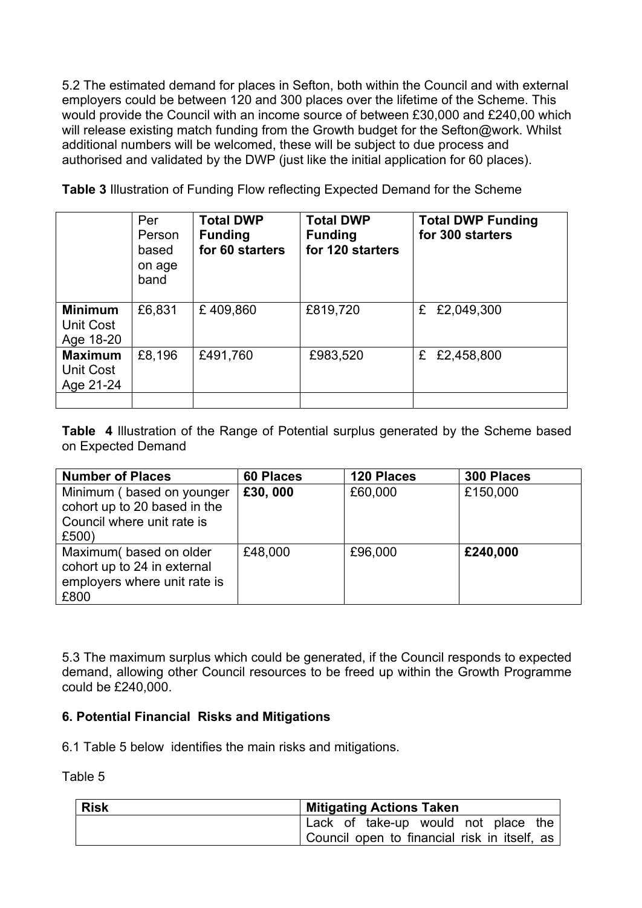5.2 The estimated demand for places in Sefton, both within the Council and with external employers could be between 120 and 300 places over the lifetime of the Scheme. This would provide the Council with an income source of between £30,000 and £240,00 which will release existing match funding from the Growth budget for the Sefton@work. Whilst additional numbers will be welcomed, these will be subject to due process and authorised and validated by the DWP (just like the initial application for 60 places).

**Table 3** Illustration of Funding Flow reflecting Expected Demand for the Scheme

| | Per Person based on age band | **Total DWP Funding for 60 starters** | **Total DWP Funding for 120 starters** | **Total DWP Funding for 300 starters** |
|---|---|---|---|---|
| **Minimum** Unit Cost Age 18-20 | £6,831 | £ 409,860 | £819,720 | £ £2,049,300 |
| **Maximum** Unit Cost Age 21-24 | £8,196 | £491,760 | £983,520 | £ £2,458,800 |
| | | | | |

**Table 4** Illustration of the Range of Potential surplus generated by the Scheme based on Expected Demand

| **Number of Places** | **60 Places** | **120 Places** | **300 Places** |
|---|---|---|---|
| Minimum ( based on younger cohort up to 20 based in the Council where unit rate is £500) | **£30, 000** | £60,000 | £150,000 |
| Maximum( based on older cohort up to 24 in external employers where unit rate is £800 | £48,000 | £96,000 | **£240,000** |

5.3 The maximum surplus which could be generated, if the Council responds to expected demand, allowing other Council resources to be freed up within the Growth Programme could be £240,000.

### 6. Potential Financial Risks and Mitigations

6.1 Table 5 below identifies the main risks and mitigations.

Table 5

| **Risk** | **Mitigating Actions Taken** |
|---|---|
| | Lack of take-up would not place the Council open to financial risk in itself, as |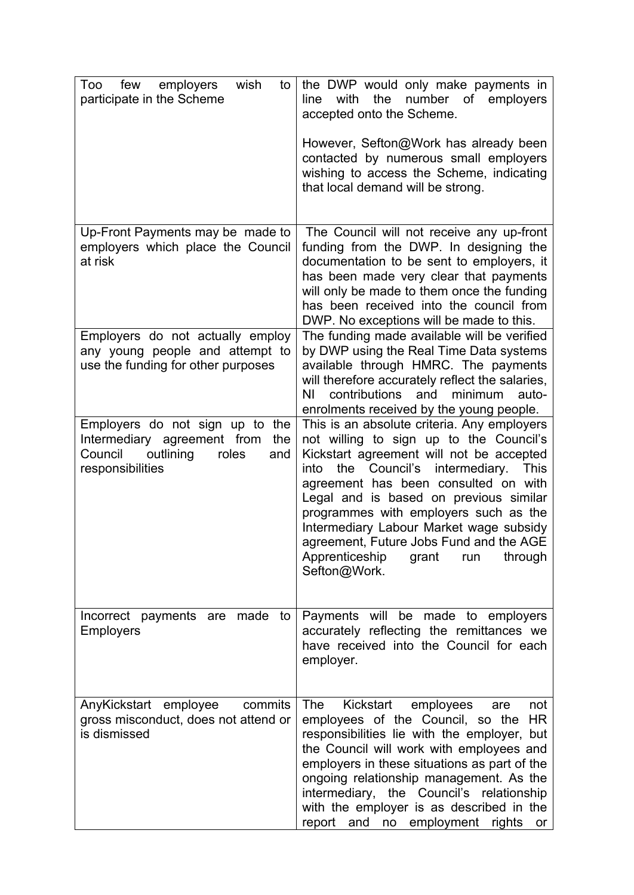| | |
|---|---|
| Too few employers wish to participate in the Scheme | the DWP would only make payments in line with the number of employers accepted onto the Scheme.<br><br>However, Sefton@Work has already been contacted by numerous small employers wishing to access the Scheme, indicating that local demand will be strong. |
| Up-Front Payments may be made to employers which place the Council at risk | The Council will not receive any up-front funding from the DWP. In designing the documentation to be sent to employers, it has been made very clear that payments will only be made to them once the funding has been received into the council from DWP. No exceptions will be made to this. |
| Employers do not actually employ any young people and attempt to use the funding for other purposes | The funding made available will be verified by DWP using the Real Time Data systems available through HMRC. The payments will therefore accurately reflect the salaries, NI contributions and minimum auto-enrolments received by the young people. |
| Employers do not sign up to the Intermediary agreement from the Council outlining roles and responsibilities | This is an absolute criteria. Any employers not willing to sign up to the Council's Kickstart agreement will not be accepted into the Council's intermediary. This agreement has been consulted on with Legal and is based on previous similar programmes with employers such as the Intermediary Labour Market wage subsidy agreement, Future Jobs Fund and the AGE Apprenticeship grant run through Sefton@Work. |
| Incorrect payments are made to Employers | Payments will be made to employers accurately reflecting the remittances we have received into the Council for each employer. |
| AnyKickstart employee commits gross misconduct, does not attend or is dismissed | The Kickstart employees are not employees of the Council, so the HR responsibilities lie with the employer, but the Council will work with employees and employers in these situations as part of the ongoing relationship management. As the intermediary, the Council's relationship with the employer is as described in the report and no employment rights or |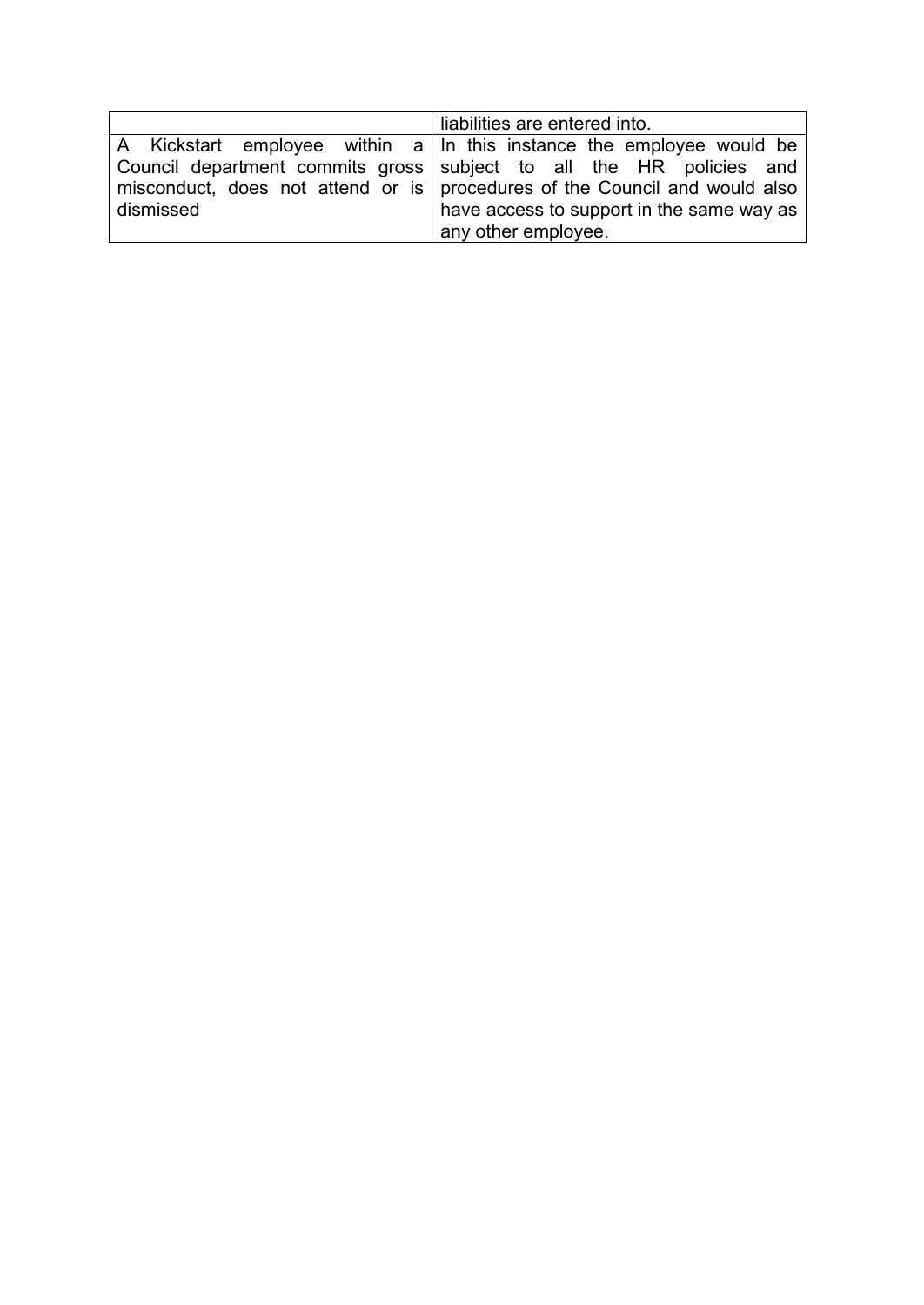| | |
|---|---|
| | liabilities are entered into. |
| A Kickstart employee within a Council department commits gross misconduct, does not attend or is dismissed | In this instance the employee would be subject to all the HR policies and procedures of the Council and would also have access to support in the same way as any other employee. |